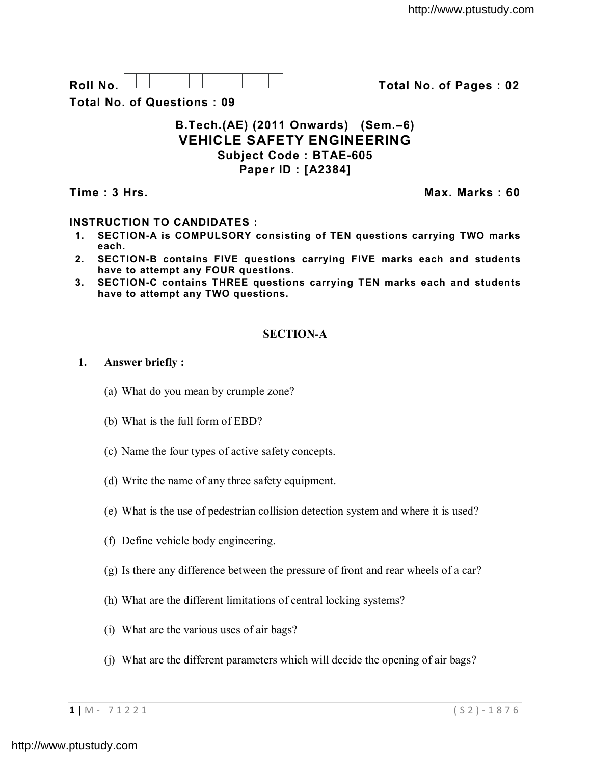**Roll No.** ☐☐☐☐☐☐☐☐☐☐☐☐ **Total No. of Pages : 02**

**Total No. of Questions : 09**

## B.Tech.(AE) (2011 Onwards) (Sem.–6)
## VEHICLE SAFETY ENGINEERING
### Subject Code : BTAE-605
### Paper ID : [A2384]

**Time : 3 Hrs.** **Max. Marks : 60**

**INSTRUCTION TO CANDIDATES :**

1. **SECTION-A is COMPULSORY consisting of TEN questions carrying TWO marks each.**
2. **SECTION-B contains FIVE questions carrying FIVE marks each and students have to attempt any FOUR questions.**
3. **SECTION-C contains THREE questions carrying TEN marks each and students have to attempt any TWO questions.**

## SECTION-A

**1. Answer briefly :**

(a) What do you mean by crumple zone?

(b) What is the full form of EBD?

(c) Name the four types of active safety concepts.

(d) Write the name of any three safety equipment.

(e) What is the use of pedestrian collision detection system and where it is used?

(f) Define vehicle body engineering.

(g) Is there any difference between the pressure of front and rear wheels of a car?

(h) What are the different limitations of central locking systems?

(i) What are the various uses of air bags?

(j) What are the different parameters which will decide the opening of air bags?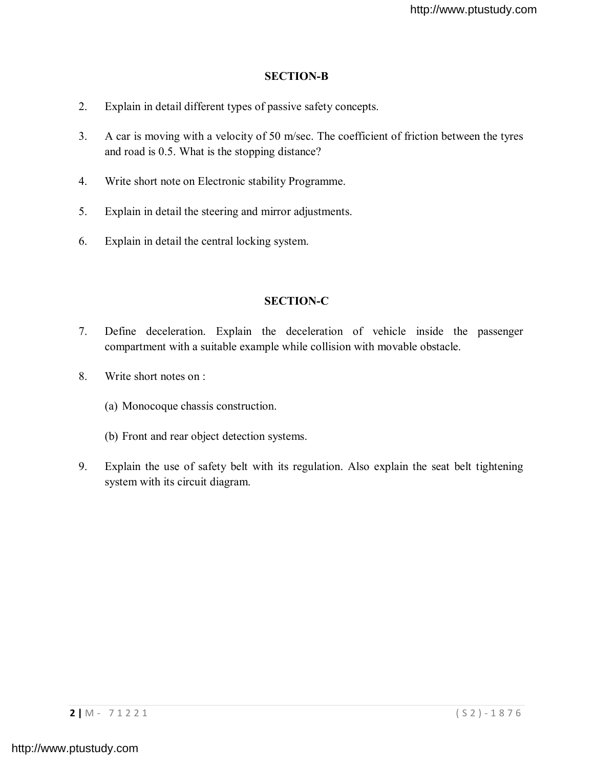## SECTION-B

2. Explain in detail different types of passive safety concepts.

3. A car is moving with a velocity of 50 m/sec. The coefficient of friction between the tyres and road is 0.5. What is the stopping distance?

4. Write short note on Electronic stability Programme.

5. Explain in detail the steering and mirror adjustments.

6. Explain in detail the central locking system.

## SECTION-C

7. Define deceleration. Explain the deceleration of vehicle inside the passenger compartment with a suitable example while collision with movable obstacle.

8. Write short notes on :

   (a) Monocoque chassis construction.

   (b) Front and rear object detection systems.

9. Explain the use of safety belt with its regulation. Also explain the seat belt tightening system with its circuit diagram.